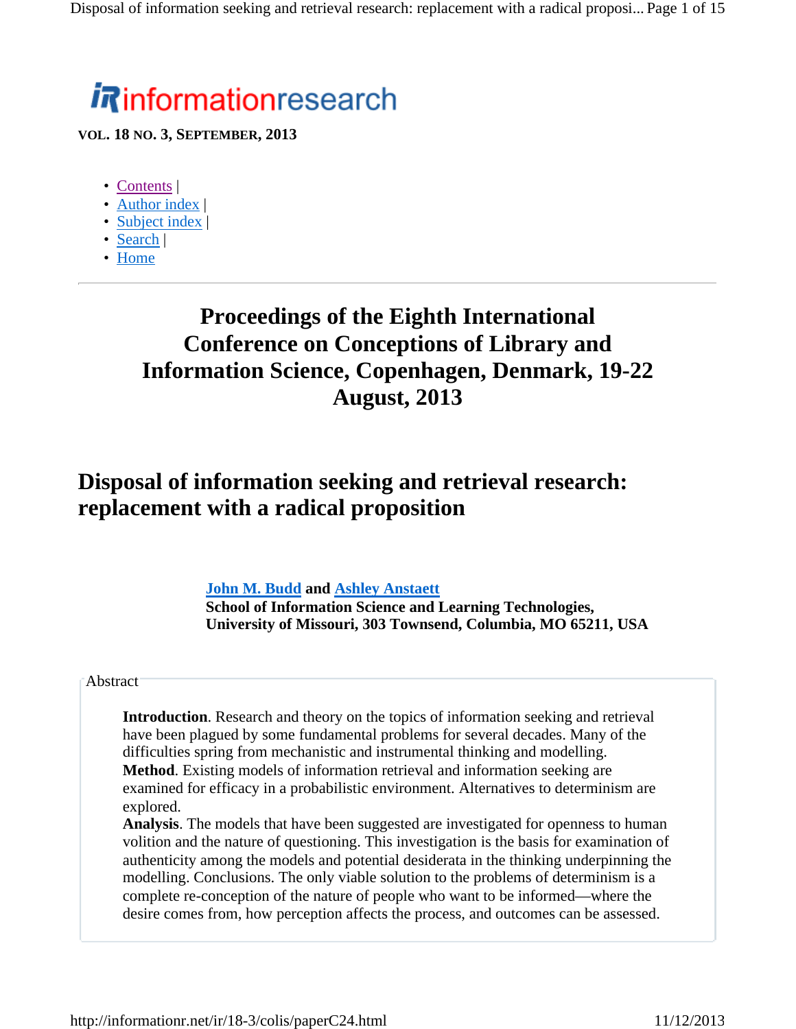informationresearch

**VOL. 18 NO. 3, SEPTEMBER, 2013**

- Contents |
- Author index |
- Subject index |
- Search |
- Home

## Proceedings of the Eighth International Conference on Conceptions of Library and Information Science, Copenhagen, Denmark, 19-22 August, 2013

# Disposal of information seeking and retrieval research: replacement with a radical proposition

**John M. Budd and Ashley Anstaett**
**School of Information Science and Learning Technologies, University of Missouri, 303 Townsend, Columbia, MO 65211, USA**

Abstract

**Introduction**. Research and theory on the topics of information seeking and retrieval have been plagued by some fundamental problems for several decades. Many of the difficulties spring from mechanistic and instrumental thinking and modelling.
**Method**. Existing models of information retrieval and information seeking are examined for efficacy in a probabilistic environment. Alternatives to determinism are explored.
**Analysis**. The models that have been suggested are investigated for openness to human volition and the nature of questioning. This investigation is the basis for examination of authenticity among the models and potential desiderata in the thinking underpinning the modelling. Conclusions. The only viable solution to the problems of determinism is a complete re-conception of the nature of people who want to be informed—where the desire comes from, how perception affects the process, and outcomes can be assessed.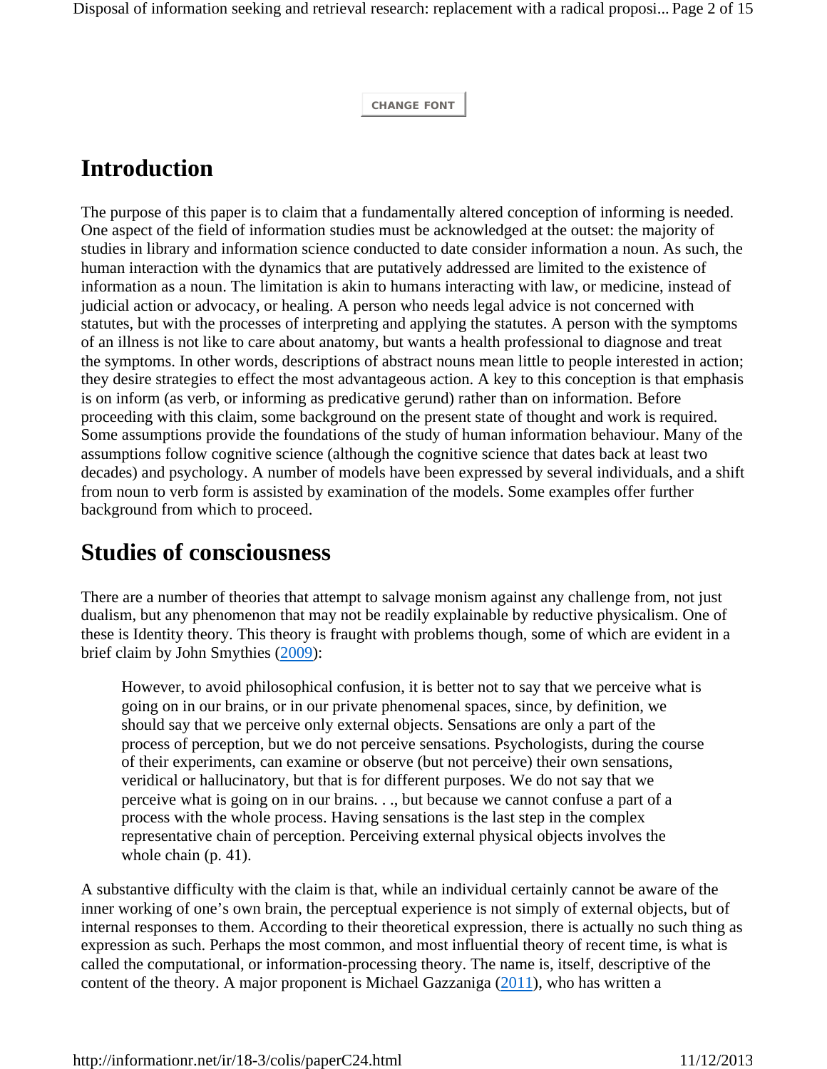## Introduction

The purpose of this paper is to claim that a fundamentally altered conception of informing is needed. One aspect of the field of information studies must be acknowledged at the outset: the majority of studies in library and information science conducted to date consider information a noun. As such, the human interaction with the dynamics that are putatively addressed are limited to the existence of information as a noun. The limitation is akin to humans interacting with law, or medicine, instead of judicial action or advocacy, or healing. A person who needs legal advice is not concerned with statutes, but with the processes of interpreting and applying the statutes. A person with the symptoms of an illness is not like to care about anatomy, but wants a health professional to diagnose and treat the symptoms. In other words, descriptions of abstract nouns mean little to people interested in action; they desire strategies to effect the most advantageous action. A key to this conception is that emphasis is on inform (as verb, or informing as predicative gerund) rather than on information. Before proceeding with this claim, some background on the present state of thought and work is required. Some assumptions provide the foundations of the study of human information behaviour. Many of the assumptions follow cognitive science (although the cognitive science that dates back at least two decades) and psychology. A number of models have been expressed by several individuals, and a shift from noun to verb form is assisted by examination of the models. Some examples offer further background from which to proceed.

## Studies of consciousness

There are a number of theories that attempt to salvage monism against any challenge from, not just dualism, but any phenomenon that may not be readily explainable by reductive physicalism. One of these is Identity theory. This theory is fraught with problems though, some of which are evident in a brief claim by John Smythies (2009):

> However, to avoid philosophical confusion, it is better not to say that we perceive what is going on in our brains, or in our private phenomenal spaces, since, by definition, we should say that we perceive only external objects. Sensations are only a part of the process of perception, but we do not perceive sensations. Psychologists, during the course of their experiments, can examine or observe (but not perceive) their own sensations, veridical or hallucinatory, but that is for different purposes. We do not say that we perceive what is going on in our brains. . ., but because we cannot confuse a part of a process with the whole process. Having sensations is the last step in the complex representative chain of perception. Perceiving external physical objects involves the whole chain (p. 41).

A substantive difficulty with the claim is that, while an individual certainly cannot be aware of the inner working of one's own brain, the perceptual experience is not simply of external objects, but of internal responses to them. According to their theoretical expression, there is actually no such thing as expression as such. Perhaps the most common, and most influential theory of recent time, is what is called the computational, or information-processing theory. The name is, itself, descriptive of the content of the theory. A major proponent is Michael Gazzaniga (2011), who has written a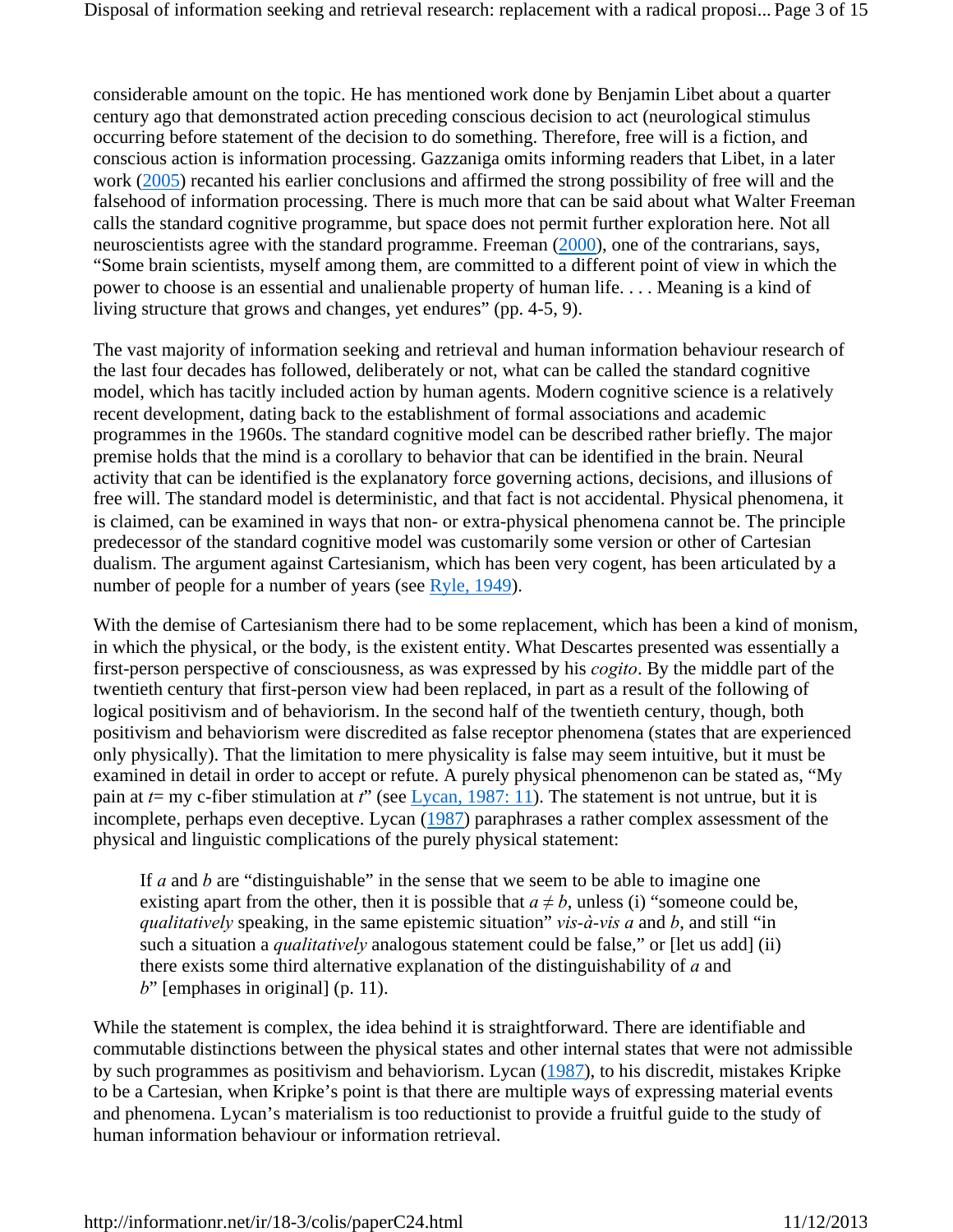considerable amount on the topic. He has mentioned work done by Benjamin Libet about a quarter century ago that demonstrated action preceding conscious decision to act (neurological stimulus occurring before statement of the decision to do something. Therefore, free will is a fiction, and conscious action is information processing. Gazzaniga omits informing readers that Libet, in a later work (2005) recanted his earlier conclusions and affirmed the strong possibility of free will and the falsehood of information processing. There is much more that can be said about what Walter Freeman calls the standard cognitive programme, but space does not permit further exploration here. Not all neuroscientists agree with the standard programme. Freeman (2000), one of the contrarians, says, "Some brain scientists, myself among them, are committed to a different point of view in which the power to choose is an essential and unalienable property of human life. . . . Meaning is a kind of living structure that grows and changes, yet endures" (pp. 4-5, 9).

The vast majority of information seeking and retrieval and human information behaviour research of the last four decades has followed, deliberately or not, what can be called the standard cognitive model, which has tacitly included action by human agents. Modern cognitive science is a relatively recent development, dating back to the establishment of formal associations and academic programmes in the 1960s. The standard cognitive model can be described rather briefly. The major premise holds that the mind is a corollary to behavior that can be identified in the brain. Neural activity that can be identified is the explanatory force governing actions, decisions, and illusions of free will. The standard model is deterministic, and that fact is not accidental. Physical phenomena, it is claimed, can be examined in ways that non- or extra-physical phenomena cannot be. The principle predecessor of the standard cognitive model was customarily some version or other of Cartesian dualism. The argument against Cartesianism, which has been very cogent, has been articulated by a number of people for a number of years (see Ryle, 1949).

With the demise of Cartesianism there had to be some replacement, which has been a kind of monism, in which the physical, or the body, is the existent entity. What Descartes presented was essentially a first-person perspective of consciousness, as was expressed by his *cogito*. By the middle part of the twentieth century that first-person view had been replaced, in part as a result of the following of logical positivism and of behaviorism. In the second half of the twentieth century, though, both positivism and behaviorism were discredited as false receptor phenomena (states that are experienced only physically). That the limitation to mere physicality is false may seem intuitive, but it must be examined in detail in order to accept or refute. A purely physical phenomenon can be stated as, "My pain at $t$= my c-fiber stimulation at $t$" (see Lycan, 1987: 11). The statement is not untrue, but it is incomplete, perhaps even deceptive. Lycan (1987) paraphrases a rather complex assessment of the physical and linguistic complications of the purely physical statement:

> If $a$ and $b$ are "distinguishable" in the sense that we seem to be able to imagine one existing apart from the other, then it is possible that $a \neq b$, unless (i) "someone could be, *qualitatively* speaking, in the same epistemic situation" *vis-à-vis* $a$ and $b$, and still "in such a situation a *qualitatively* analogous statement could be false," or [let us add] (ii) there exists some third alternative explanation of the distinguishability of $a$ and $b$" [emphases in original] (p. 11).

While the statement is complex, the idea behind it is straightforward. There are identifiable and commutable distinctions between the physical states and other internal states that were not admissible by such programmes as positivism and behaviorism. Lycan (1987), to his discredit, mistakes Kripke to be a Cartesian, when Kripke's point is that there are multiple ways of expressing material events and phenomena. Lycan's materialism is too reductionist to provide a fruitful guide to the study of human information behaviour or information retrieval.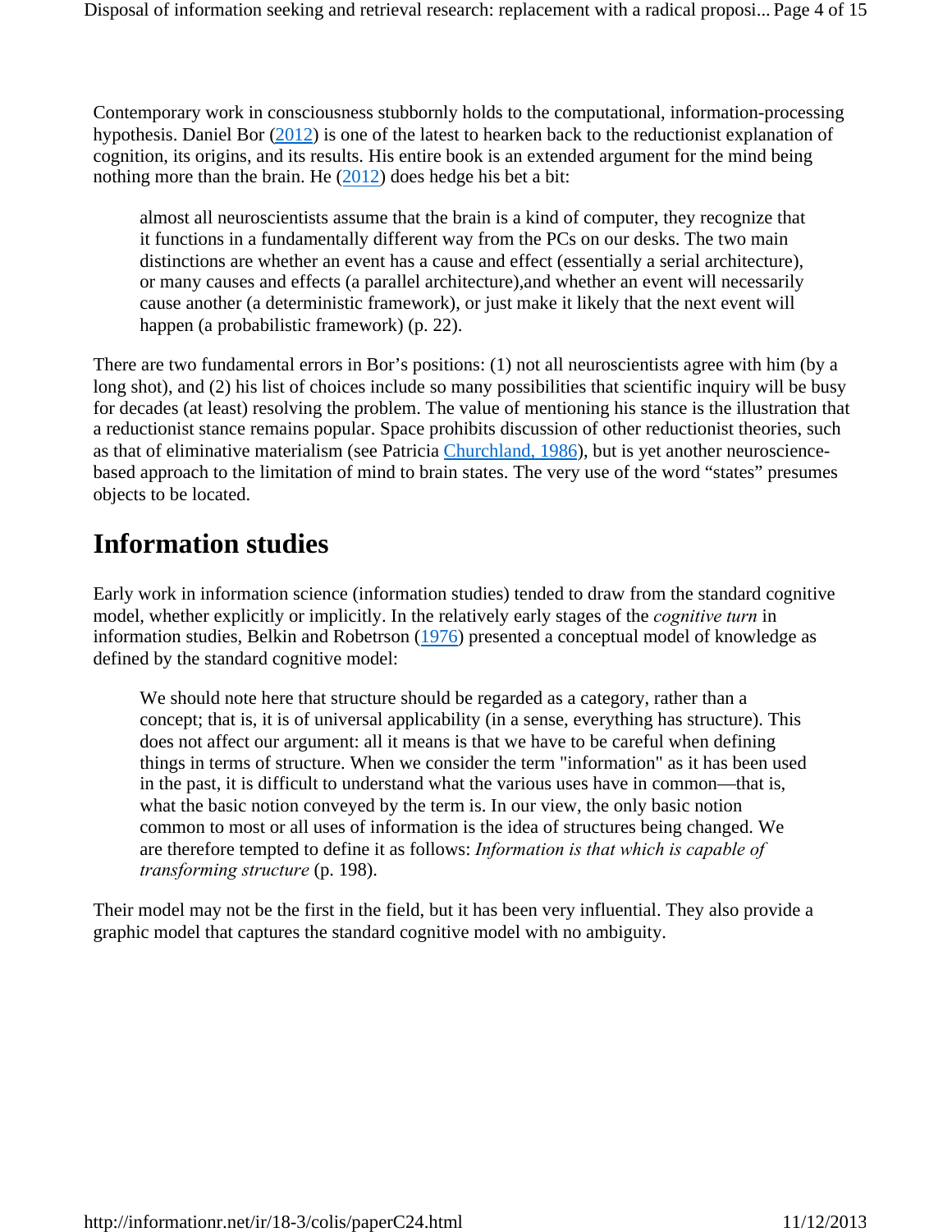Contemporary work in consciousness stubbornly holds to the computational, information-processing hypothesis. Daniel Bor (2012) is one of the latest to hearken back to the reductionist explanation of cognition, its origins, and its results. His entire book is an extended argument for the mind being nothing more than the brain. He (2012) does hedge his bet a bit:

> almost all neuroscientists assume that the brain is a kind of computer, they recognize that it functions in a fundamentally different way from the PCs on our desks. The two main distinctions are whether an event has a cause and effect (essentially a serial architecture), or many causes and effects (a parallel architecture),and whether an event will necessarily cause another (a deterministic framework), or just make it likely that the next event will happen (a probabilistic framework) (p. 22).

There are two fundamental errors in Bor's positions: (1) not all neuroscientists agree with him (by a long shot), and (2) his list of choices include so many possibilities that scientific inquiry will be busy for decades (at least) resolving the problem. The value of mentioning his stance is the illustration that a reductionist stance remains popular. Space prohibits discussion of other reductionist theories, such as that of eliminative materialism (see Patricia Churchland, 1986), but is yet another neuroscience-based approach to the limitation of mind to brain states. The very use of the word "states" presumes objects to be located.

## Information studies

Early work in information science (information studies) tended to draw from the standard cognitive model, whether explicitly or implicitly. In the relatively early stages of the *cognitive turn* in information studies, Belkin and Robetrson (1976) presented a conceptual model of knowledge as defined by the standard cognitive model:

> We should note here that structure should be regarded as a category, rather than a concept; that is, it is of universal applicability (in a sense, everything has structure). This does not affect our argument: all it means is that we have to be careful when defining things in terms of structure. When we consider the term "information" as it has been used in the past, it is difficult to understand what the various uses have in common—that is, what the basic notion conveyed by the term is. In our view, the only basic notion common to most or all uses of information is the idea of structures being changed. We are therefore tempted to define it as follows: *Information is that which is capable of transforming structure* (p. 198).

Their model may not be the first in the field, but it has been very influential. They also provide a graphic model that captures the standard cognitive model with no ambiguity.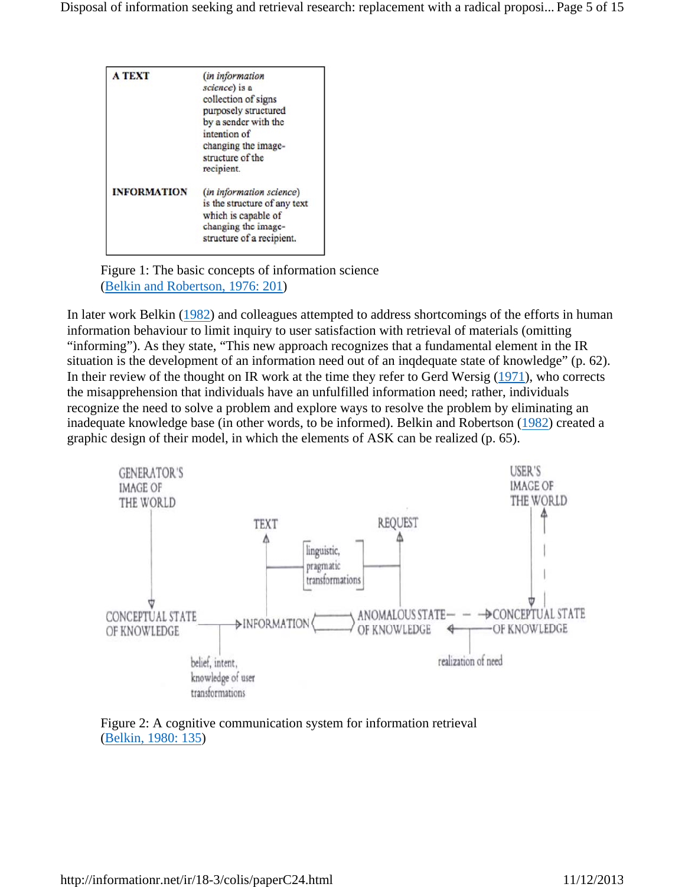| A TEXT | (*in information science*) is a collection of signs purposely structured by a sender with the intention of changing the image-structure of the recipient. |
|---|---|
| **INFORMATION** | (*in information science*) is the structure of any text which is capable of changing the image-structure of a recipient. |

Figure 1: The basic concepts of information science (Belkin and Robertson, 1976: 201)

In later work Belkin (1982) and colleagues attempted to address shortcomings of the efforts in human information behaviour to limit inquiry to user satisfaction with retrieval of materials (omitting "informing"). As they state, "This new approach recognizes that a fundamental element in the IR situation is the development of an information need out of an inqdequate state of knowledge" (p. 62). In their review of the thought on IR work at the time they refer to Gerd Wersig (1971), who corrects the misapprehension that individuals have an unfulfilled information need; rather, individuals recognize the need to solve a problem and explore ways to resolve the problem by eliminating an inadequate knowledge base (in other words, to be informed). Belkin and Robertson (1982) created a graphic design of their model, in which the elements of ASK can be realized (p. 65).

Figure 2: A cognitive communication system for information retrieval (Belkin, 1980: 135)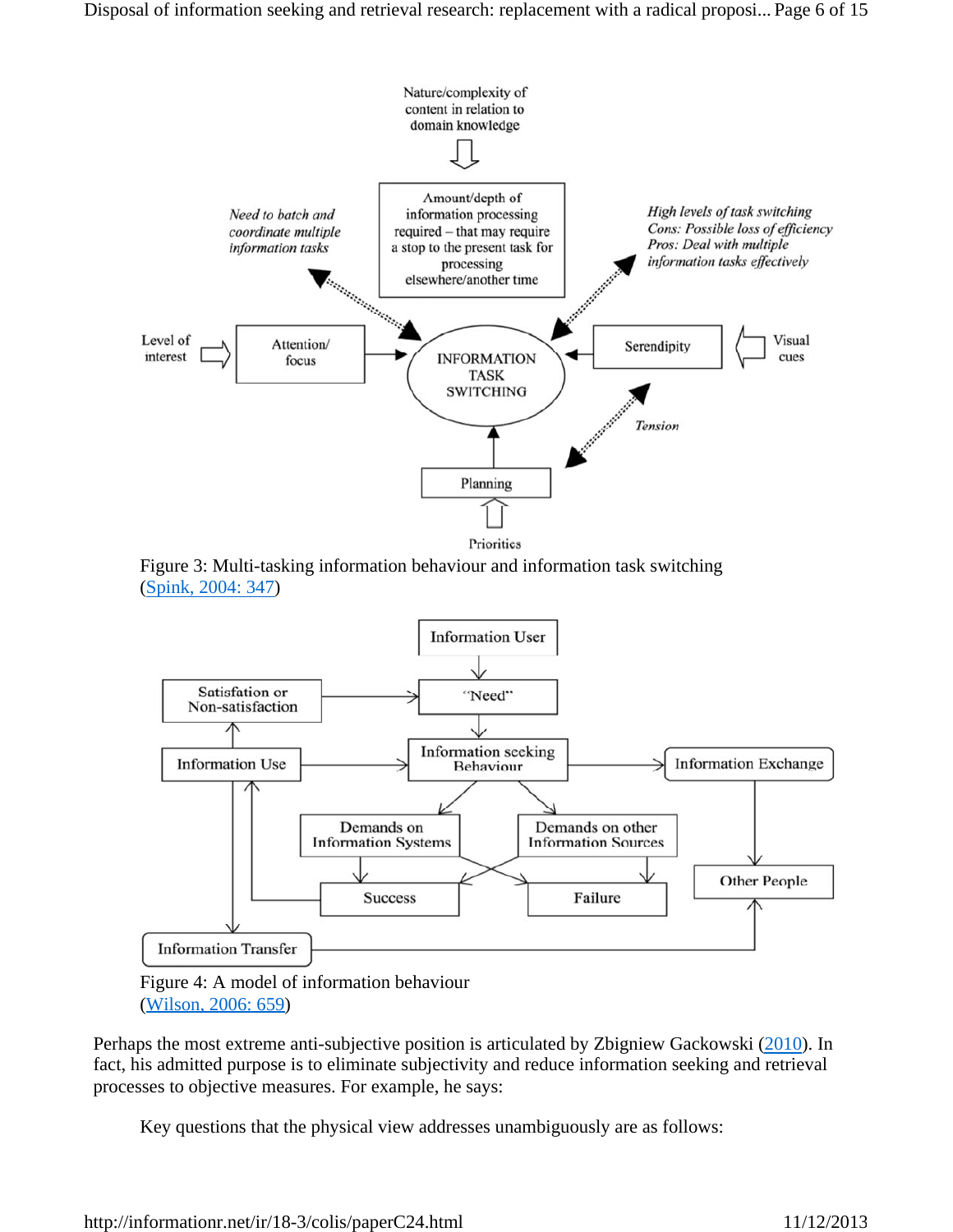Figure 3: Multi-tasking information behaviour and information task switching (Spink, 2004: 347)

Figure 4: A model of information behaviour (Wilson, 2006: 659)

Perhaps the most extreme anti-subjective position is articulated by Zbigniew Gackowski (2010). In fact, his admitted purpose is to eliminate subjectivity and reduce information seeking and retrieval processes to objective measures. For example, he says:

> Key questions that the physical view addresses unambiguously are as follows: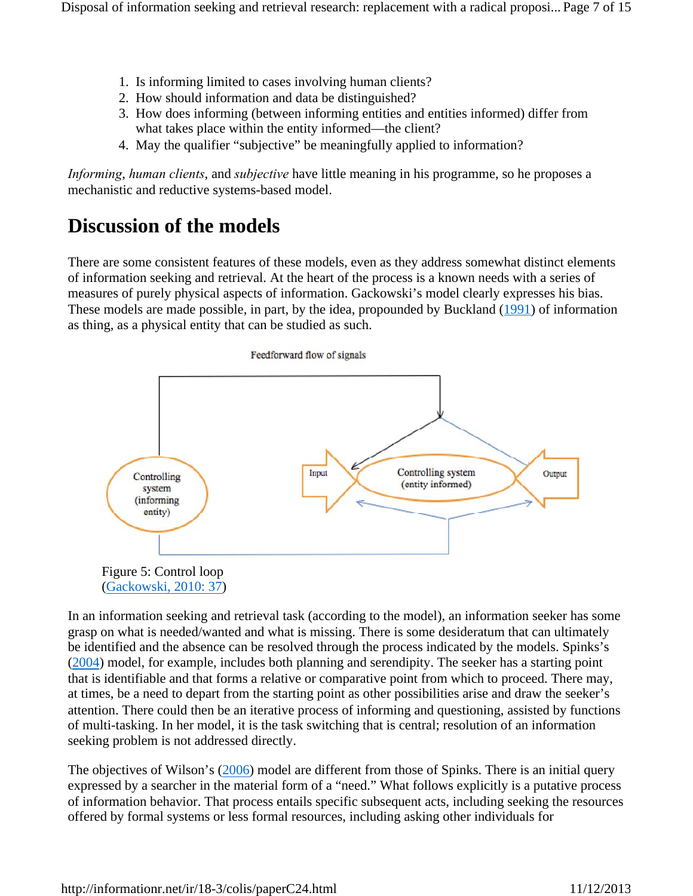1. Is informing limited to cases involving human clients?
2. How should information and data be distinguished?
3. How does informing (between informing entities and entities informed) differ from what takes place within the entity informed—the client?
4. May the qualifier "subjective" be meaningfully applied to information?

*Informing*, *human clients*, and *subjective* have little meaning in his programme, so he proposes a mechanistic and reductive systems-based model.

## Discussion of the models

There are some consistent features of these models, even as they address somewhat distinct elements of information seeking and retrieval. At the heart of the process is a known needs with a series of measures of purely physical aspects of information. Gackowski's model clearly expresses his bias. These models are made possible, in part, by the idea, propounded by Buckland (1991) of information as thing, as a physical entity that can be studied as such.

Feedforward flow of signals

Controlling system (informing entity)

Input

Controlling system (entity informed)

Output

Figure 5: Control loop
(Gackowski, 2010: 37)

In an information seeking and retrieval task (according to the model), an information seeker has some grasp on what is needed/wanted and what is missing. There is some desideratum that can ultimately be identified and the absence can be resolved through the process indicated by the models. Spinks's (2004) model, for example, includes both planning and serendipity. The seeker has a starting point that is identifiable and that forms a relative or comparative point from which to proceed. There may, at times, be a need to depart from the starting point as other possibilities arise and draw the seeker's attention. There could then be an iterative process of informing and questioning, assisted by functions of multi-tasking. In her model, it is the task switching that is central; resolution of an information seeking problem is not addressed directly.

The objectives of Wilson's (2006) model are different from those of Spinks. There is an initial query expressed by a searcher in the material form of a "need." What follows explicitly is a putative process of information behavior. That process entails specific subsequent acts, including seeking the resources offered by formal systems or less formal resources, including asking other individuals for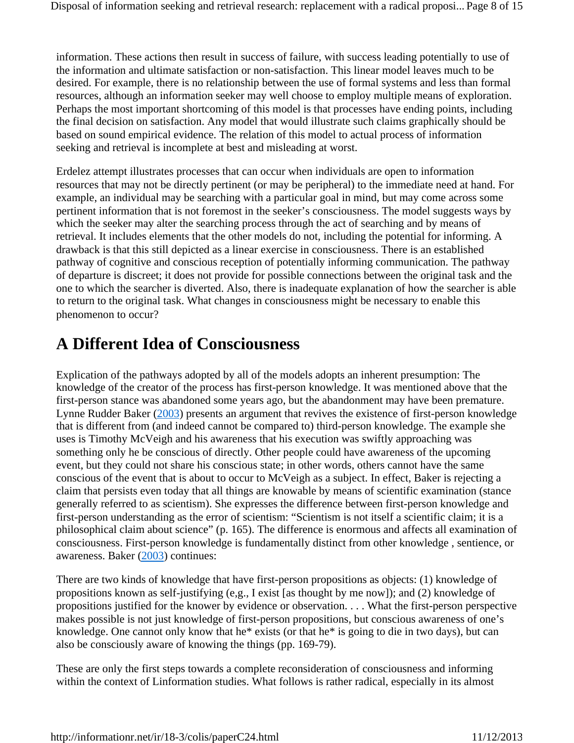information. These actions then result in success of failure, with success leading potentially to use of the information and ultimate satisfaction or non-satisfaction. This linear model leaves much to be desired. For example, there is no relationship between the use of formal systems and less than formal resources, although an information seeker may well choose to employ multiple means of exploration. Perhaps the most important shortcoming of this model is that processes have ending points, including the final decision on satisfaction. Any model that would illustrate such claims graphically should be based on sound empirical evidence. The relation of this model to actual process of information seeking and retrieval is incomplete at best and misleading at worst.

Erdelez attempt illustrates processes that can occur when individuals are open to information resources that may not be directly pertinent (or may be peripheral) to the immediate need at hand. For example, an individual may be searching with a particular goal in mind, but may come across some pertinent information that is not foremost in the seeker's consciousness. The model suggests ways by which the seeker may alter the searching process through the act of searching and by means of retrieval. It includes elements that the other models do not, including the potential for informing. A drawback is that this still depicted as a linear exercise in consciousness. There is an established pathway of cognitive and conscious reception of potentially informing communication. The pathway of departure is discreet; it does not provide for possible connections between the original task and the one to which the searcher is diverted. Also, there is inadequate explanation of how the searcher is able to return to the original task. What changes in consciousness might be necessary to enable this phenomenon to occur?

# A Different Idea of Consciousness

Explication of the pathways adopted by all of the models adopts an inherent presumption: The knowledge of the creator of the process has first-person knowledge. It was mentioned above that the first-person stance was abandoned some years ago, but the abandonment may have been premature. Lynne Rudder Baker (2003) presents an argument that revives the existence of first-person knowledge that is different from (and indeed cannot be compared to) third-person knowledge. The example she uses is Timothy McVeigh and his awareness that his execution was swiftly approaching was something only he be conscious of directly. Other people could have awareness of the upcoming event, but they could not share his conscious state; in other words, others cannot have the same conscious of the event that is about to occur to McVeigh as a subject. In effect, Baker is rejecting a claim that persists even today that all things are knowable by means of scientific examination (stance generally referred to as scientism). She expresses the difference between first-person knowledge and first-person understanding as the error of scientism: "Scientism is not itself a scientific claim; it is a philosophical claim about science" (p. 165). The difference is enormous and affects all examination of consciousness. First-person knowledge is fundamentally distinct from other knowledge , sentience, or awareness. Baker (2003) continues:

There are two kinds of knowledge that have first-person propositions as objects: (1) knowledge of propositions known as self-justifying (e,g., I exist [as thought by me now]); and (2) knowledge of propositions justified for the knower by evidence or observation. . . . What the first-person perspective makes possible is not just knowledge of first-person propositions, but conscious awareness of one's knowledge. One cannot only know that he* exists (or that he* is going to die in two days), but can also be consciously aware of knowing the things (pp. 169-79).

These are only the first steps towards a complete reconsideration of consciousness and informing within the context of Linformation studies. What follows is rather radical, especially in its almost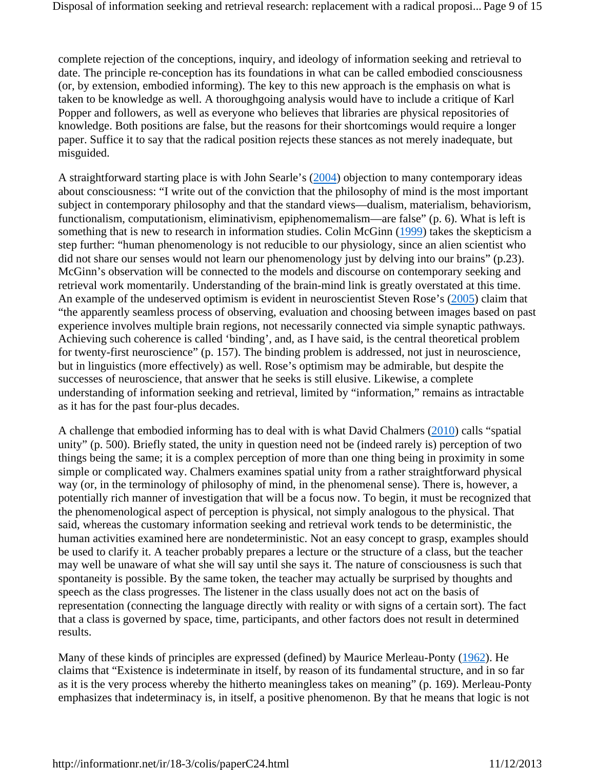complete rejection of the conceptions, inquiry, and ideology of information seeking and retrieval to date. The principle re-conception has its foundations in what can be called embodied consciousness (or, by extension, embodied informing). The key to this new approach is the emphasis on what is taken to be knowledge as well. A thoroughgoing analysis would have to include a critique of Karl Popper and followers, as well as everyone who believes that libraries are physical repositories of knowledge. Both positions are false, but the reasons for their shortcomings would require a longer paper. Suffice it to say that the radical position rejects these stances as not merely inadequate, but misguided.

A straightforward starting place is with John Searle's (2004) objection to many contemporary ideas about consciousness: "I write out of the conviction that the philosophy of mind is the most important subject in contemporary philosophy and that the standard views—dualism, materialism, behaviorism, functionalism, computationism, eliminativism, epiphenomemalism—are false" (p. 6). What is left is something that is new to research in information studies. Colin McGinn (1999) takes the skepticism a step further: "human phenomenology is not reducible to our physiology, since an alien scientist who did not share our senses would not learn our phenomenology just by delving into our brains" (p.23). McGinn's observation will be connected to the models and discourse on contemporary seeking and retrieval work momentarily. Understanding of the brain-mind link is greatly overstated at this time. An example of the undeserved optimism is evident in neuroscientist Steven Rose's (2005) claim that "the apparently seamless process of observing, evaluation and choosing between images based on past experience involves multiple brain regions, not necessarily connected via simple synaptic pathways. Achieving such coherence is called 'binding', and, as I have said, is the central theoretical problem for twenty-first neuroscience" (p. 157). The binding problem is addressed, not just in neuroscience, but in linguistics (more effectively) as well. Rose's optimism may be admirable, but despite the successes of neuroscience, that answer that he seeks is still elusive. Likewise, a complete understanding of information seeking and retrieval, limited by "information," remains as intractable as it has for the past four-plus decades.

A challenge that embodied informing has to deal with is what David Chalmers (2010) calls "spatial unity" (p. 500). Briefly stated, the unity in question need not be (indeed rarely is) perception of two things being the same; it is a complex perception of more than one thing being in proximity in some simple or complicated way. Chalmers examines spatial unity from a rather straightforward physical way (or, in the terminology of philosophy of mind, in the phenomenal sense). There is, however, a potentially rich manner of investigation that will be a focus now. To begin, it must be recognized that the phenomenological aspect of perception is physical, not simply analogous to the physical. That said, whereas the customary information seeking and retrieval work tends to be deterministic, the human activities examined here are nondeterministic. Not an easy concept to grasp, examples should be used to clarify it. A teacher probably prepares a lecture or the structure of a class, but the teacher may well be unaware of what she will say until she says it. The nature of consciousness is such that spontaneity is possible. By the same token, the teacher may actually be surprised by thoughts and speech as the class progresses. The listener in the class usually does not act on the basis of representation (connecting the language directly with reality or with signs of a certain sort). The fact that a class is governed by space, time, participants, and other factors does not result in determined results.

Many of these kinds of principles are expressed (defined) by Maurice Merleau-Ponty (1962). He claims that "Existence is indeterminate in itself, by reason of its fundamental structure, and in so far as it is the very process whereby the hitherto meaningless takes on meaning" (p. 169). Merleau-Ponty emphasizes that indeterminacy is, in itself, a positive phenomenon. By that he means that logic is not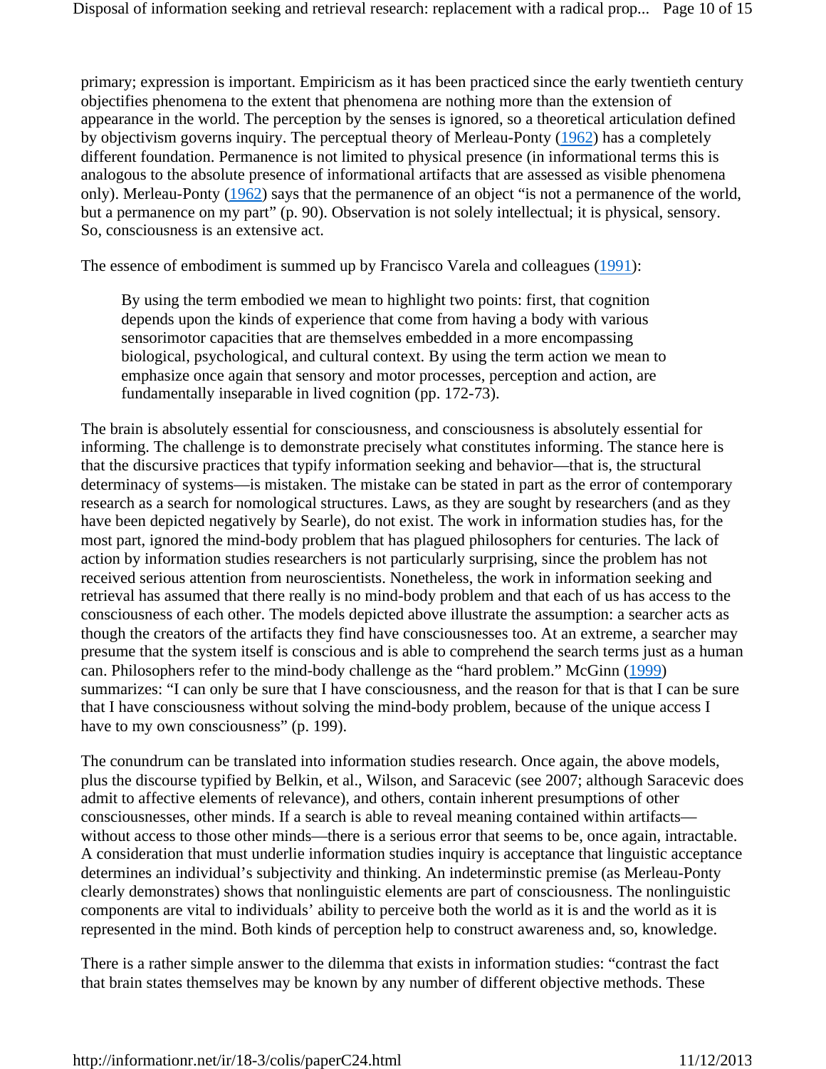primary; expression is important. Empiricism as it has been practiced since the early twentieth century objectifies phenomena to the extent that phenomena are nothing more than the extension of appearance in the world. The perception by the senses is ignored, so a theoretical articulation defined by objectivism governs inquiry. The perceptual theory of Merleau-Ponty (1962) has a completely different foundation. Permanence is not limited to physical presence (in informational terms this is analogous to the absolute presence of informational artifacts that are assessed as visible phenomena only). Merleau-Ponty (1962) says that the permanence of an object "is not a permanence of the world, but a permanence on my part" (p. 90). Observation is not solely intellectual; it is physical, sensory. So, consciousness is an extensive act.

The essence of embodiment is summed up by Francisco Varela and colleagues (1991):

> By using the term embodied we mean to highlight two points: first, that cognition depends upon the kinds of experience that come from having a body with various sensorimotor capacities that are themselves embedded in a more encompassing biological, psychological, and cultural context. By using the term action we mean to emphasize once again that sensory and motor processes, perception and action, are fundamentally inseparable in lived cognition (pp. 172-73).

The brain is absolutely essential for consciousness, and consciousness is absolutely essential for informing. The challenge is to demonstrate precisely what constitutes informing. The stance here is that the discursive practices that typify information seeking and behavior—that is, the structural determinacy of systems—is mistaken. The mistake can be stated in part as the error of contemporary research as a search for nomological structures. Laws, as they are sought by researchers (and as they have been depicted negatively by Searle), do not exist. The work in information studies has, for the most part, ignored the mind-body problem that has plagued philosophers for centuries. The lack of action by information studies researchers is not particularly surprising, since the problem has not received serious attention from neuroscientists. Nonetheless, the work in information seeking and retrieval has assumed that there really is no mind-body problem and that each of us has access to the consciousness of each other. The models depicted above illustrate the assumption: a searcher acts as though the creators of the artifacts they find have consciousnesses too. At an extreme, a searcher may presume that the system itself is conscious and is able to comprehend the search terms just as a human can. Philosophers refer to the mind-body challenge as the "hard problem." McGinn (1999) summarizes: "I can only be sure that I have consciousness, and the reason for that is that I can be sure that I have consciousness without solving the mind-body problem, because of the unique access I have to my own consciousness" (p. 199).

The conundrum can be translated into information studies research. Once again, the above models, plus the discourse typified by Belkin, et al., Wilson, and Saracevic (see 2007; although Saracevic does admit to affective elements of relevance), and others, contain inherent presumptions of other consciousnesses, other minds. If a search is able to reveal meaning contained within artifacts—without access to those other minds—there is a serious error that seems to be, once again, intractable. A consideration that must underlie information studies inquiry is acceptance that linguistic acceptance determines an individual's subjectivity and thinking. An indeterminstic premise (as Merleau-Ponty clearly demonstrates) shows that nonlinguistic elements are part of consciousness. The nonlinguistic components are vital to individuals' ability to perceive both the world as it is and the world as it is represented in the mind. Both kinds of perception help to construct awareness and, so, knowledge.

There is a rather simple answer to the dilemma that exists in information studies: "contrast the fact that brain states themselves may be known by any number of different objective methods. These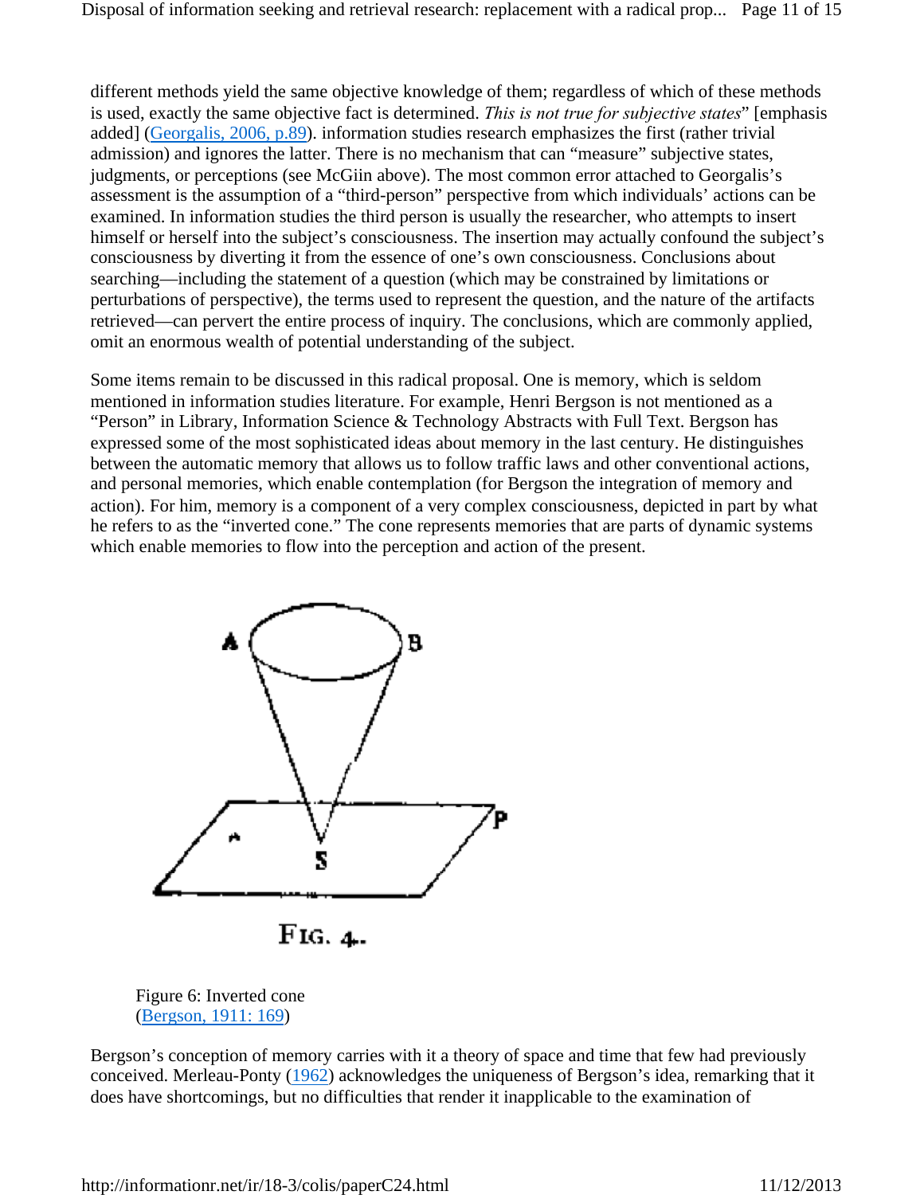different methods yield the same objective knowledge of them; regardless of which of these methods is used, exactly the same objective fact is determined. *This is not true for subjective states*" [emphasis added] (Georgalis, 2006, p.89). information studies research emphasizes the first (rather trivial admission) and ignores the latter. There is no mechanism that can "measure" subjective states, judgments, or perceptions (see McGiin above). The most common error attached to Georgalis's assessment is the assumption of a "third-person" perspective from which individuals' actions can be examined. In information studies the third person is usually the researcher, who attempts to insert himself or herself into the subject's consciousness. The insertion may actually confound the subject's consciousness by diverting it from the essence of one's own consciousness. Conclusions about searching—including the statement of a question (which may be constrained by limitations or perturbations of perspective), the terms used to represent the question, and the nature of the artifacts retrieved—can pervert the entire process of inquiry. The conclusions, which are commonly applied, omit an enormous wealth of potential understanding of the subject.

Some items remain to be discussed in this radical proposal. One is memory, which is seldom mentioned in information studies literature. For example, Henri Bergson is not mentioned as a "Person" in Library, Information Science & Technology Abstracts with Full Text. Bergson has expressed some of the most sophisticated ideas about memory in the last century. He distinguishes between the automatic memory that allows us to follow traffic laws and other conventional actions, and personal memories, which enable contemplation (for Bergson the integration of memory and action). For him, memory is a component of a very complex consciousness, depicted in part by what he refers to as the "inverted cone." The cone represents memories that are parts of dynamic systems which enable memories to flow into the perception and action of the present.

Figure 6: Inverted cone (Bergson, 1911: 169)

Bergson's conception of memory carries with it a theory of space and time that few had previously conceived. Merleau-Ponty (1962) acknowledges the uniqueness of Bergson's idea, remarking that it does have shortcomings, but no difficulties that render it inapplicable to the examination of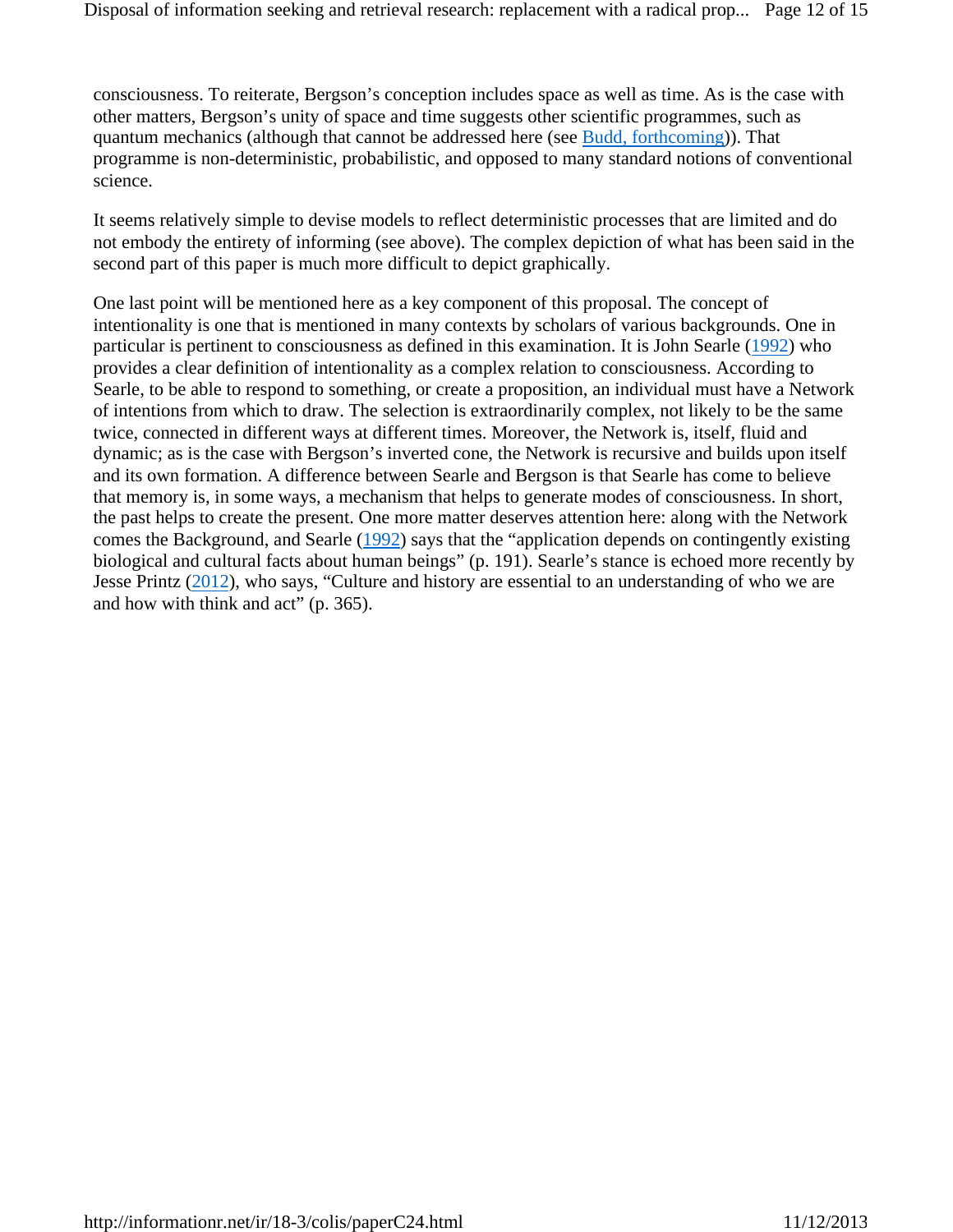consciousness. To reiterate, Bergson's conception includes space as well as time. As is the case with other matters, Bergson's unity of space and time suggests other scientific programmes, such as quantum mechanics (although that cannot be addressed here (see Budd, forthcoming)). That programme is non-deterministic, probabilistic, and opposed to many standard notions of conventional science.

It seems relatively simple to devise models to reflect deterministic processes that are limited and do not embody the entirety of informing (see above). The complex depiction of what has been said in the second part of this paper is much more difficult to depict graphically.

One last point will be mentioned here as a key component of this proposal. The concept of intentionality is one that is mentioned in many contexts by scholars of various backgrounds. One in particular is pertinent to consciousness as defined in this examination. It is John Searle (1992) who provides a clear definition of intentionality as a complex relation to consciousness. According to Searle, to be able to respond to something, or create a proposition, an individual must have a Network of intentions from which to draw. The selection is extraordinarily complex, not likely to be the same twice, connected in different ways at different times. Moreover, the Network is, itself, fluid and dynamic; as is the case with Bergson's inverted cone, the Network is recursive and builds upon itself and its own formation. A difference between Searle and Bergson is that Searle has come to believe that memory is, in some ways, a mechanism that helps to generate modes of consciousness. In short, the past helps to create the present. One more matter deserves attention here: along with the Network comes the Background, and Searle (1992) says that the "application depends on contingently existing biological and cultural facts about human beings" (p. 191). Searle's stance is echoed more recently by Jesse Printz (2012), who says, "Culture and history are essential to an understanding of who we are and how with think and act" (p. 365).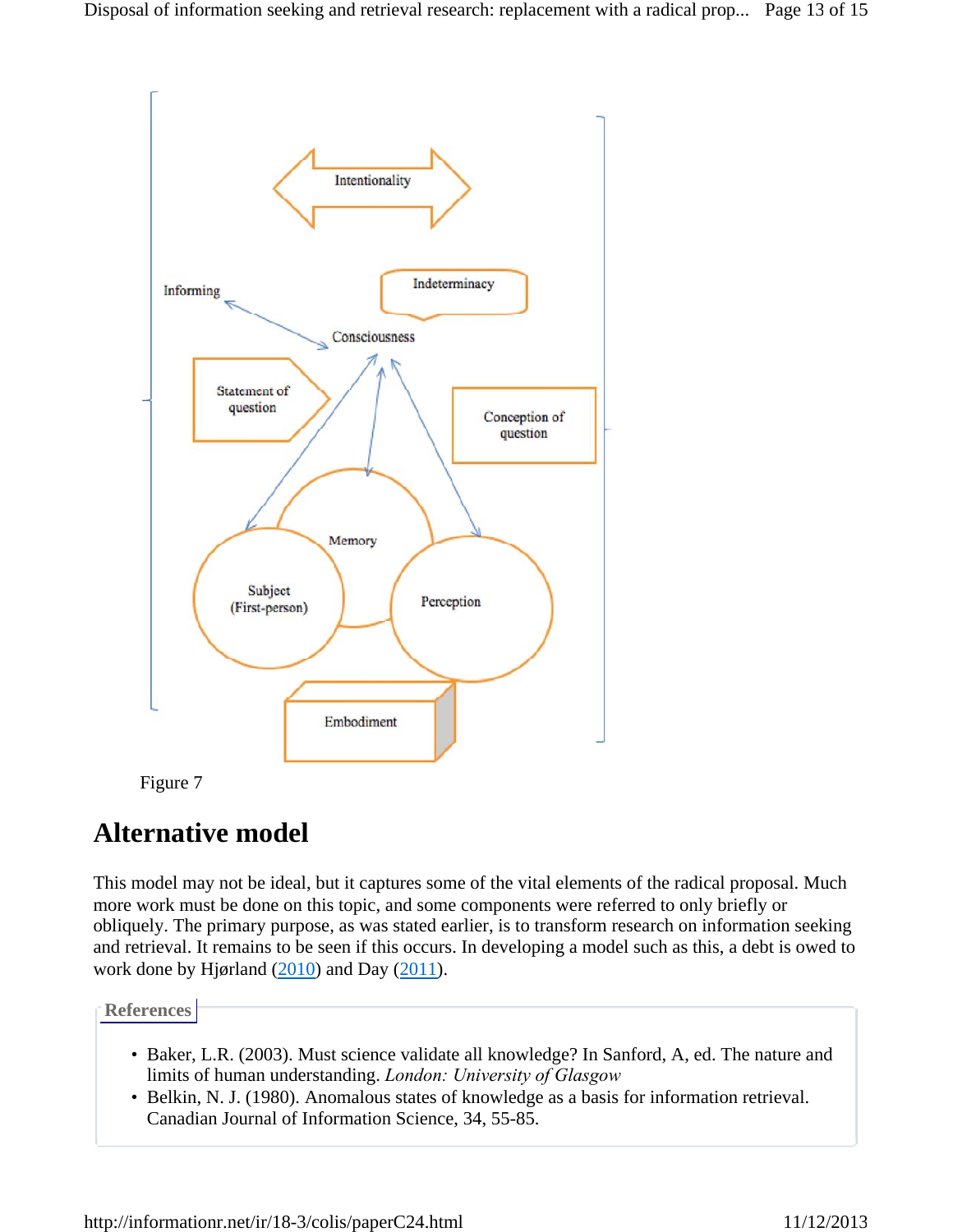Figure 7

## Alternative model

This model may not be ideal, but it captures some of the vital elements of the radical proposal. Much more work must be done on this topic, and some components were referred to only briefly or obliquely. The primary purpose, as was stated earlier, is to transform research on information seeking and retrieval. It remains to be seen if this occurs. In developing a model such as this, a debt is owed to work done by Hjørland (2010) and Day (2011).

### References

- Baker, L.R. (2003). Must science validate all knowledge? In Sanford, A, ed. The nature and limits of human understanding. *London: University of Glasgow*
- Belkin, N. J. (1980). Anomalous states of knowledge as a basis for information retrieval. Canadian Journal of Information Science, 34, 55-85.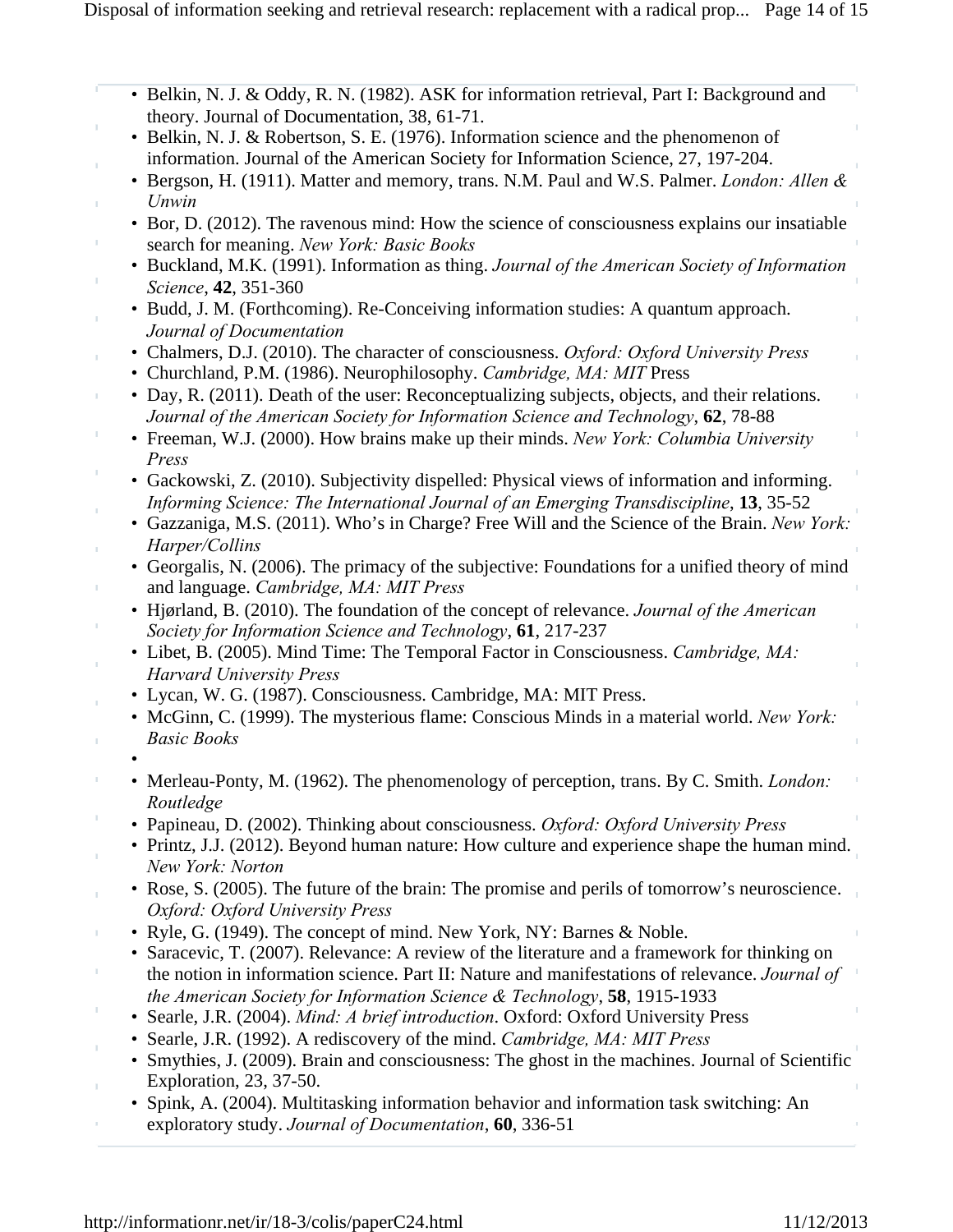- Belkin, N. J. & Oddy, R. N. (1982). ASK for information retrieval, Part I: Background and theory. Journal of Documentation, 38, 61-71.
- Belkin, N. J. & Robertson, S. E. (1976). Information science and the phenomenon of information. Journal of the American Society for Information Science, 27, 197-204.
- Bergson, H. (1911). Matter and memory, trans. N.M. Paul and W.S. Palmer. *London: Allen & Unwin*
- Bor, D. (2012). The ravenous mind: How the science of consciousness explains our insatiable search for meaning. *New York: Basic Books*
- Buckland, M.K. (1991). Information as thing. *Journal of the American Society of Information Science*, **42**, 351-360
- Budd, J. M. (Forthcoming). Re-Conceiving information studies: A quantum approach. *Journal of Documentation*
- Chalmers, D.J. (2010). The character of consciousness. *Oxford: Oxford University Press*
- Churchland, P.M. (1986). Neurophilosophy. *Cambridge, MA: MIT* Press
- Day, R. (2011). Death of the user: Reconceptualizing subjects, objects, and their relations. *Journal of the American Society for Information Science and Technology*, **62**, 78-88
- Freeman, W.J. (2000). How brains make up their minds. *New York: Columbia University Press*
- Gackowski, Z. (2010). Subjectivity dispelled: Physical views of information and informing. *Informing Science: The International Journal of an Emerging Transdiscipline*, **13**, 35-52
- Gazzaniga, M.S. (2011). Who's in Charge? Free Will and the Science of the Brain. *New York: Harper/Collins*
- Georgalis, N. (2006). The primacy of the subjective: Foundations for a unified theory of mind and language. *Cambridge, MA: MIT Press*
- Hjørland, B. (2010). The foundation of the concept of relevance. *Journal of the American Society for Information Science and Technology*, **61**, 217-237
- Libet, B. (2005). Mind Time: The Temporal Factor in Consciousness. *Cambridge, MA: Harvard University Press*
- Lycan, W. G. (1987). Consciousness. Cambridge, MA: MIT Press.
- McGinn, C. (1999). The mysterious flame: Conscious Minds in a material world. *New York: Basic Books*
- Merleau-Ponty, M. (1962). The phenomenology of perception, trans. By C. Smith. *London: Routledge*
- Papineau, D. (2002). Thinking about consciousness. *Oxford: Oxford University Press*
- Printz, J.J. (2012). Beyond human nature: How culture and experience shape the human mind. *New York: Norton*
- Rose, S. (2005). The future of the brain: The promise and perils of tomorrow's neuroscience. *Oxford: Oxford University Press*
- Ryle, G. (1949). The concept of mind. New York, NY: Barnes & Noble.
- Saracevic, T. (2007). Relevance: A review of the literature and a framework for thinking on the notion in information science. Part II: Nature and manifestations of relevance. *Journal of the American Society for Information Science & Technology*, **58**, 1915-1933
- Searle, J.R. (2004). *Mind: A brief introduction*. Oxford: Oxford University Press
- Searle, J.R. (1992). A rediscovery of the mind. *Cambridge, MA: MIT Press*
- Smythies, J. (2009). Brain and consciousness: The ghost in the machines. Journal of Scientific Exploration, 23, 37-50.
- Spink, A. (2004). Multitasking information behavior and information task switching: An exploratory study. *Journal of Documentation*, **60**, 336-51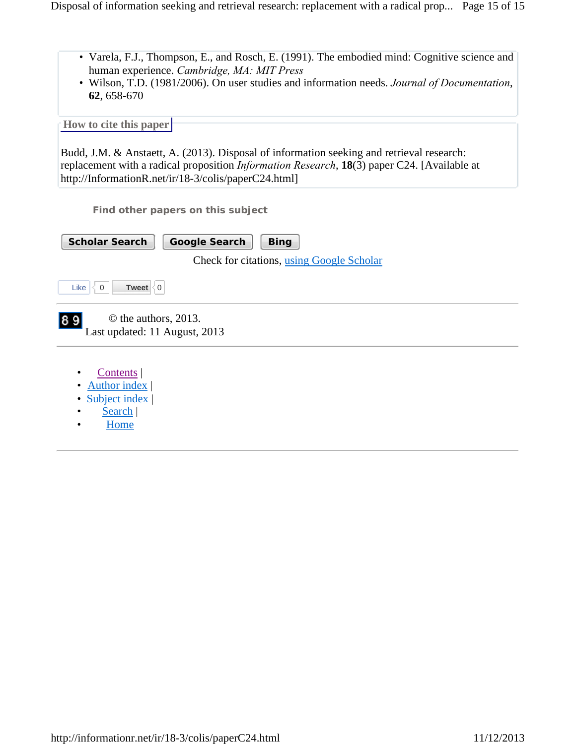- Varela, F.J., Thompson, E., and Rosch, E. (1991). The embodied mind: Cognitive science and human experience. *Cambridge, MA: MIT Press*
- Wilson, T.D. (1981/2006). On user studies and information needs. *Journal of Documentation*, **62**, 658-670

## How to cite this paper

Budd, J.M. & Anstaett, A. (2013). Disposal of information seeking and retrieval research: replacement with a radical proposition *Information Research*, **18**(3) paper C24. [Available at http://InformationR.net/ir/18-3/colis/paperC24.html]

Find other papers on this subject

Scholar Search | Google Search | Bing

Check for citations, using Google Scholar

Like 0 Tweet 0

89 © the authors, 2013.
Last updated: 11 August, 2013

- Contents |
- Author index |
- Subject index |
- Search |
- Home